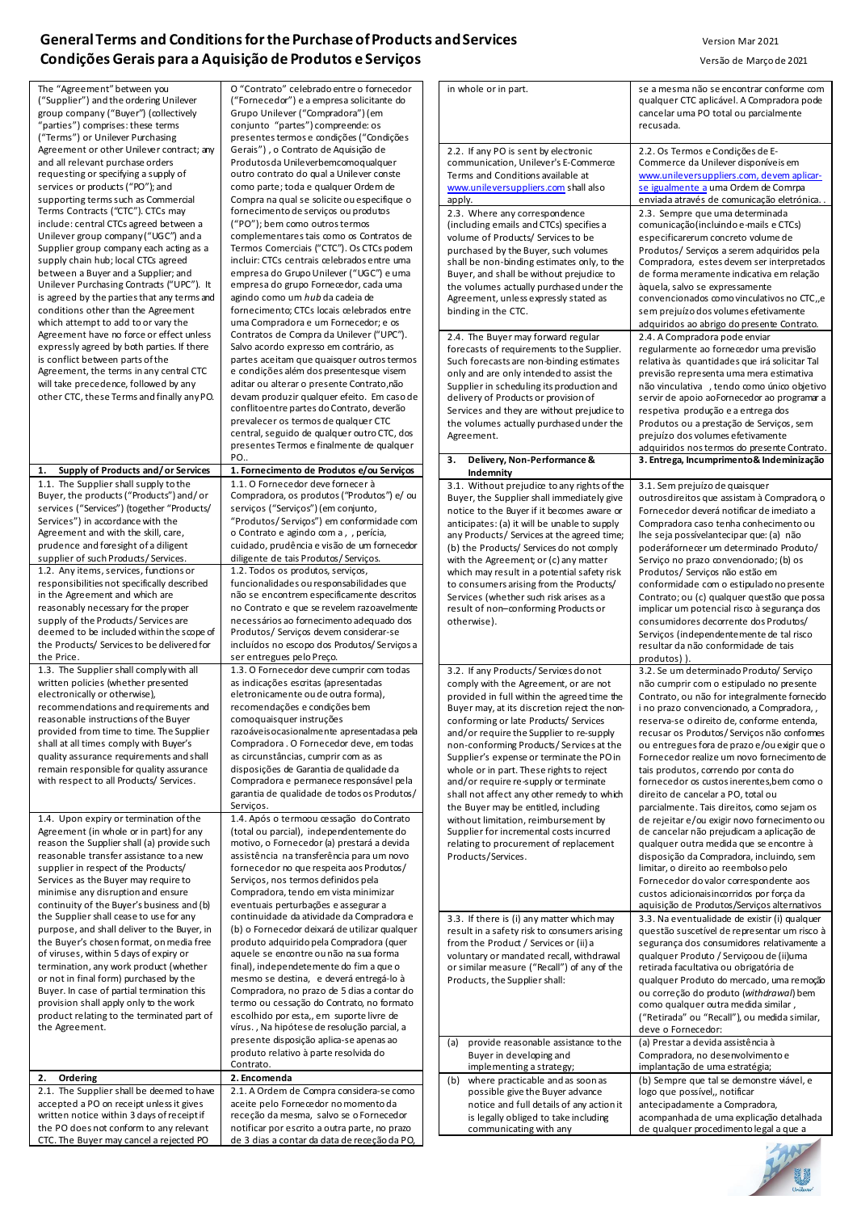# General Terms and Conditions for the Purchase of Products and Services
# Condições Gerais para a Aquisição de Produtos e Serviços

Version Mar 2021
Versão de Março de 2021

| English | Português |
|---|---|
| The "Agreement" between you ("Supplier") and the ordering Unilever group company ("Buyer") (collectively "parties") comprises: these terms ("Terms") or Unilever Purchasing Agreement or other Unilever contract; any and all relevant purchase orders requesting or specifying a supply of services or products ("PO"); and supporting terms such as Commercial Terms Contracts ("CTC"). CTCs may include: central CTCs agreed between a Unilever group company ("UGC") and a Supplier group company each acting as a supply chain hub; local CTCs agreed between a Buyer and a Supplier; and Unilever Purchasing Contracts ("UPC"). It is agreed by the parties that any terms and conditions other than the Agreement which attempt to add to or vary the Agreement have no force or effect unless expressly agreed by both parties. If there is conflict between parts of the Agreement, the terms in any central CTC will take precedence, followed by any other CTC, these Terms and finally any PO. | O "Contrato" celebrado entre o fornecedor ("Fornecedor") e a empresa solicitante do Grupo Unilever ("Compradora") (em conjunto "partes") compreende: os presentes termos e condições ("Condições Gerais") , o Contrato de Aquisição de Produtos da Unilever bem como qualquer outro contrato do qual a Unilever conste como parte; toda e qualquer Ordem de Compra na qual se solicite ou especifique o fornecimento de serviços ou produtos ("PO"); bem como outros termos complementares tais como os Contratos de Termos Comerciais ("CTC"). Os CTCs podem incluir: CTCs centrais celebrados entre uma empresa do Grupo Unilever ("UGC") e uma empresa do grupo Fornecedor, cada uma agindo como um *hub* da cadeia de fornecimento; CTCs locais celebrados entre uma Compradora e um Fornecedor; e os Contratos de Compra da Unilever ("UPC"). Salvo acordo expresso em contrário, as partes aceitam que quaisquer outros termos e condições além dos presentes que visem aditar ou alterar o presente Contrato, não devam produzir qualquer efeito. Em caso de conflito entre partes do Contrato, deverão prevalecer os termos de qualquer CTC central, seguido de qualquer outro CTC, dos presentes Termos e finalmente de qualquer PO.. |
| **1. Supply of Products and/ or Services** | **1. Fornecimento de Produtos e/ou Serviços** |
| 1.1. The Supplier shall supply to the Buyer, the products ("Products") and/ or services ("Services") (together "Products/ Services") in accordance with the Agreement and with the skill, care, prudence and foresight of a diligent supplier of such Products/ Services. | 1.1. O Fornecedor deve fornecer à Compradora, os produtos ("Produtos") e/ ou serviços ("Serviços") (em conjunto, "Produtos/ Serviços") em conformidade com o Contrato e agindo com a , , perícia, cuidado, prudência e visão de um fornecedor diligente de tais Produtos/ Serviços. |
| 1.2. Any items, services, functions or responsibilities not specifically described in the Agreement and which are reasonably necessary for the proper supply of the Products/ Services are deemed to be included within the scope of the Products/ Services to be delivered for the Price. | 1.2. Todos os produtos, serviços, funcionalidades ou responsabilidades que não se encontrem especificamente descritos no Contrato e que se revelem razoavelmente necessários ao fornecimento adequado dos Produtos/ Serviços devem considerar-se incluídos no escopo dos Produtos/ Serviços a ser entregues pelo Preço. |
| 1.3. The Supplier shall comply with all written policies (whether presented electronically or otherwise), recommendations and requirements and reasonable instructions of the Buyer provided from time to time. The Supplier shall at all times comply with Buyer's quality assurance requirements and shall remain responsible for quality assurance with respect to all Products/ Services. | 1.3. O Fornecedor deve cumprir com todas as indicações escritas (apresentadas eletronicamente ou de outra forma), recomendações e condições bem como quaisquer instruções razoáveis ocasionalmente apresentadas pela Compradora . O Fornecedor deve, em todas as circunstâncias, cumprir com as disposições de Garantia de qualidade da Compradora e permanece responsável pela garantia de qualidade de todos os Produtos/ Serviços. |
| 1.4. Upon expiry or termination of the Agreement (in whole or in part) for any reason the Supplier shall (a) provide such reasonable transfer assistance to a new supplier in respect of the Products/ Services as the Buyer may require to minimise any disruption and ensure continuity of the Buyer's business and (b) the Supplier shall cease to use for any purpose, and shall deliver to the Buyer, in the Buyer's chosen format, on media free of viruses, within 5 days of expiry or termination, any work product (whether or not in final form) purchased by the Buyer. In case of partial termination this provision shall apply only to the work product relating to the terminated part of the Agreement. | 1.4. Após o termo ou cessação do Contrato (total ou parcial), independentemente do motivo, o Fornecedor (a) prestará a devida assistência na transferência para um novo fornecedor no que respeita aos Produtos/ Serviços, nos termos definidos pela Compradora, tendo em vista minimizar eventuais perturbações e assegurar a continuidade da atividade da Compradora e (b) o Fornecedor deixará de utilizar qualquer produto adquirido pela Compradora (quer aquele se encontre ou não na sua forma final), independetemente do fim a que o mesmo se destina, e deverá entregá-lo à Compradora, no prazo de 5 dias a contar do termo ou cessação do Contrato, no formato escolhido por esta,, em suporte livre de vírus. , Na hipótese de resolução parcial, a presente disposição aplica-se apenas ao produto relativo à parte resolvida do Contrato. |
| **2. Ordering** | **2. Encomenda** |
| 2.1. The Supplier shall be deemed to have accepted a PO on receipt unless it gives written notice within 3 days of receipt if the PO does not conform to any relevant CTC. The Buyer may cancel a rejected PO in whole or in part. | 2.1. A Ordem de Compra considera-se como aceite pelo Fornecedor no momento da receção da mesma, salvo se o Fornecedor notificar por escrito a outra parte, no prazo de 3 dias a contar da data de receção da PO, se a mesma não se encontrar conforme com qualquer CTC aplicável. A Compradora pode cancelar uma PO total ou parcialmente recusada. |
| 2.2. If any PO is sent by electronic communication, Unilever's E-Commerce Terms and Conditions available at www.unileversuppliers.com shall also apply. | 2.2. Os Termos e Condições de E-Commerce da Unilever disponíveis em www.unileversuppliers.com, devem aplicar-se igualmente a uma Ordem de Comrpa enviada através de comunicação eletrónica. . |
| 2.3. Where any correspondence (including emails and CTCs) specifies a volume of Products/ Services to be purchased by the Buyer, such volumes shall be non-binding estimates only, to the Buyer, and shall be without prejudice to the volumes actually purchased under the Agreement, unless expressly stated as binding in the CTC. | 2.3. Sempre que uma determinada comunicação (incluindo e-mails e CTCs) especificarem um concreto volume de Produtos/ Serviços a serem adquiridos pela Compradora, estes devem ser interpretados de forma meramente indicativa em relação àquela, salvo se expressamente convencionados como vinculativos no CTC,,e sem prejuízo dos volumes efetivamente adquiridos ao abrigo do presente Contrato. |
| 2.4. The Buyer may forward regular forecasts of requirements to the Supplier. Such forecasts are non-binding estimates only and are only intended to assist the Supplier in scheduling its production and delivery of Products or provision of Services and they are without prejudice to the volumes actually purchased under the Agreement. | 2.4. A Compradora pode enviar regularmente ao fornecedor uma previsão relativa às quantidades que irá solicitar Tal previsão representa uma mera estimativa não vinculativa , tendo como único objetivo servir de apoio ao Fornecedor ao programar a respetiva produção e a entrega dos Produtos ou a prestação de Serviços, sem prejuízo dos volumes efetivamente adquiridos nos termos do presente Contrato. |
| **3. Delivery, Non-Performance & Indemnity** | **3. Entrega, Incumprimento & Indeminização** |
| 3.1. Without prejudice to any rights of the Buyer, the Supplier shall immediately give notice to the Buyer if it becomes aware or anticipates: (a) it will be unable to supply any Products/ Services at the agreed time; (b) the Products/ Services do not comply with the Agreement; or (c) any matter which may result in a potential safety risk to consumers arising from the Products/ Services (whether such risk arises as a result of non–conforming Products or otherwise). | 3.1. Sem prejuízo de quaisquer outros direitos que assistam à Compradora, o Fornecedor deverá notificar de imediato a Compradora caso tenha conhecimento ou lhe seja possível antecipar que: (a) não poderá fornecer um determinado Produto/ Serviço no prazo convencionado; (b) os Produtos/ Serviços não estão em conformidade com o estipulado no presente Contrato; ou (c) qualquer questão que possa implicar um potencial risco à segurança dos consumidores decorrente dos Produtos/ Serviços (independentemente de tal risco resultar da não conformidade de tais produtos) ). |
| 3.2. If any Products/ Services do not comply with the Agreement, or are not provided in full within the agreed time the Buyer may, at its discretion reject the non-conforming or late Products/ Services and/or require the Supplier to re-supply non-conforming Products/ Services at the Supplier's expense or terminate the PO in whole or in part. These rights to reject and/or require re-supply or terminate shall not affect any other remedy to which the Buyer may be entitled, including without limitation, reimbursement by Supplier for incremental costs incurred relating to procurement of replacement Products/Services. | 3.2. Se um determinado Produto/ Serviço não cumprir com o estipulado no presente Contrato, ou não for integralmente fornecido i no prazo convencionado, a Compradora, , reserva-se o direito de, conforme entenda, recusar os Produtos/ Serviços não conformes ou entregues fora de prazo e/ou exigir que o Fornecedor realize um novo fornecimento de tais produtos, correndo por conta do fornecedor os custos inerentes, bem como o direito de cancelar a PO, total ou parcialmente. Tais direitos, como sejam os de rejeitar e/ou exigir novo fornecimento ou de cancelar a PO não prejudicam a aplicação de qualquer outra medida que se encontre à disposição da Compradora, incluindo, sem limitar, o direito ao reembolso pelo Fornecedor do valor correspondente aos custos adicionais incorridos por força da aquisição de Produtos/Serviços alternativos |
| 3.3. If there is (i) any matter which may result in a safety risk to consumers arising from the Product / Services or (ii) a voluntary or mandated recall, withdrawal or similar measure ("Recall") of any of the Products, the Supplier shall: | 3.3. Na eventualidade de existir (i) qualquer questão suscetível de representar um risco à segurança dos consumidores relativamente a qualquer Produto / Serviço ou de (ii) uma retirada facultativa ou obrigatória de qualquer Produto do mercado, uma remoção ou correção do produto (*withdrawal*) bem como qualquer outra medida similar , ("Retirada" ou "Recall"), ou medida similar, deve o Fornecedor: |
| (a) provide reasonable assistance to the Buyer in developing and implementing a strategy; | (a) Prestar a devida assistência à Compradora, no desenvolvimento e implantação de uma estratégia; |
| (b) where practicable and as soon as possible give the Buyer advance notice and full details of any action it is legally obliged to take including communicating with any | (b) Sempre que tal se demonstre viável, e logo que possível, notificar antecipadamente a Compradora, acompanhada de uma explicação detalhada de qualquer procedimento legal a que a |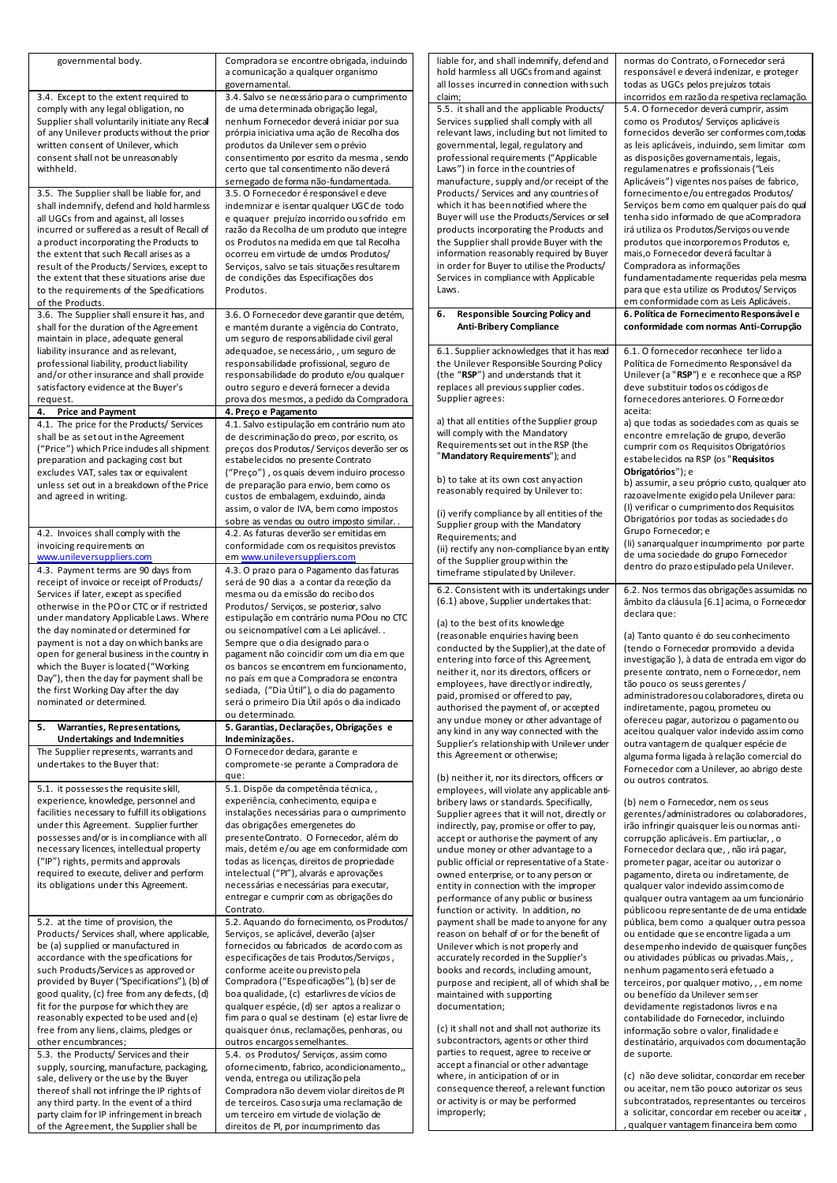| | |
|---|---|
| governmental body. | Compradora se encontre obrigada, incluindo a comunicação a qualquer organismo governamental. |
| 3.4. Except to the extent required to comply with any legal obligation, no Supplier shall voluntarily initiate any Recall of any Unilever products without the prior written consent of Unilever, which consent shall not be unreasonably withheld. | 3.4. Salvo se necessário para o cumprimento de uma determinada obrigação legal, nenhum Fornecedor deverá iniciar por sua própria iniciativa uma ação de Recolha dos produtos da Unilever sem o prévio consentimento por escrito da mesma , sendo certo que tal consentimento não deverá ser negado de forma não-fundamentada. |
| 3.5. The Supplier shall be liable for, and shall indemnify, defend and hold harmless all UGCs from and against, all losses incurred or suffered as a result of Recall of a product incorporating the Products to the extent that such Recall arises as a result of the Products/ Services, except to the extent that these situations arise due to the requirements of the Specifications of the Products. | 3.5. O Fornecedor é responsável e deve indemnizar e isentar qualquer UGC de todo e quaquer prejuízo incorrido ou sofrido em razão da Recolha de um produto que integre os Produtos na medida em que tal Recolha ocorreu em virtude de um dos Produtos/ Serviços, salvo se tais situações resultarem de condições das Especificações dos Produtos. |
| 3.6. The Supplier shall ensure it has, and shall for the duration of the Agreement maintain in place, adequate general liability insurance and as relevant, professional liability, product liability and/or other insurance and shall provide satisfactory evidence at the Buyer's request. | 3.6. O Fornecedor deve garantir que detém, e mantém durante a vigência do Contrato, um seguro de responsabilidade civil geral adequado e, se necessário, , um seguro de responsabilidade profissional, seguro de responsabilidade do produto e/ou qualquer outro seguro e deverá fornecer a devida prova dos mesmos, a pedido da Compradora. |
| **4. Price and Payment** | **4. Preço e Pagamento** |
| 4.1. The price for the Products/ Services shall be as set out in the Agreement ("Price") which Price includes all shipment preparation and packaging cost but excludes VAT, sales tax or equivalent unless set out in a breakdown of the Price and agreed in writing. | 4.1. Salvo estipulação em contrário num ato de descriminação do preço, por escrito, os preços dos Produtos/ Serviços deverão ser os estabelecidos no presente Contrato ("Preço") , os quais devem incluir o processo de preparação para envio, bem como os custos de embalagem, excluindo, ainda assim, o valor de IVA, bem como impostos sobre as vendas ou outro imposto similar. . |
| 4.2. Invoices shall comply with the invoicing requirements on www.unileversuppliers.com | 4.2. As faturas deverão ser emitidas em conformidade com os requisitos previstos em www.unileversuppliers.com |
| 4.3. Payment terms are 90 days from receipt of invoice or receipt of Products/ Services if later, except as specified otherwise in the PO or CTC or if restricted under mandatory Applicable Laws. Where the day nominated or determined for payment is not a day on which banks are open for general business in the country in which the Buyer is located ("Working Day"), then the day for payment shall be the first Working Day after the day nominated or determined. | 4.3. O prazo para o Pagamento das faturas será de 90 dias a a contar da receção da mesma ou da emissão do recibo dos Produtos/ Serviços, se posterior, salvo estipulação em contrário numa POou no CTC ou seincompatível com a Lei aplicável. . Sempre que o dia designado para o pagament não coincidir com um dia em que os bancos se encontrem em funcionamento, no país em que a Compradora se encontra sediada, ("dia Útil"), o dia do pagamento será o primeiro Dia Útil após o dia indicado ou determinado. |
| **5. Warranties, Representations, Undertakings and Indemnities** | **5. Garantias, Declarações, Obrigações e Indeminizações.** |
| The Supplier represents, warrants and undertakes to the Buyer that: | O Fornecedor declara, garante e compromete-se perante a Compradora de que: |
| 5.1. it possesses the requisite skill, experience, knowledge, personnel and facilities necessary to fulfill its obligations under this Agreement. Supplier further possesses and/or is in compliance with all necessary licences, intellectual property ("IP") rights, permits and approvals required to execute, deliver and perform its obligations under this Agreement. | 5.1. Dispõe da competência técnica, , experiência, conhecimento, equipa e instalações necessárias para o cumprimento das obrigações emergentes do presenteContrato. O Fornecedor, além do mais, detém e/ou age em conformidade com todas as licenças, direitos de propriedade intelectual ("PI"), alvarás e aprovações necessárias e necessárias para executar, entregar e cumprir com as obrigações do Contrato. |
| 5.2. at the time of provision, the Products/ Services shall, where applicable, be (a) supplied or manufactured in accordance with the specifications for such Products/Services as approved or provided by Buyer ("Specifications"), (b) of good quality, (c) free from any defects, (d) fit for the purpose for which they are reasonably expected to be used and (e) free from any liens, claims, pledges or other encumbrances; | 5.2. Aquando do fornecimento, os Produtos/ Serviços, se aplicável, deverão (a)ser fornecidos ou fabricados de acordo com as especificações de tais Produtos/Serviços , conforme aceite ou previsto pela Compradora ("Especificações"), (b) ser de boa qualidade, (c) estarlivres de vícios de qualquer espécie, (d) ser aptos a realizar o fim para o qual se destinam (e) estar livre de quaisquer ónus, reclamações, penhoras, ou outros encargos semelhantes. |
| 5.3. the Products/ Services and their supply, sourcing, manufacture, packaging, sale, delivery or the use by the Buyer thereof shall not infringe the IP rights of any third party. In the event of a third party claim for IP infringement in breach of the Agreement, the Supplier shall be liable for, and shall indemnify, defend and hold harmless all UGCs from and against all losses incurred in connection with such claim; | 5.4. os Produtos/ Serviços, assim como ofornecimento, fabrico, acondicionamento,, venda, entrega ou utilização pela Compradora não devem violar direitos de PI de terceiros. Caso surja uma reclamação de um terceiro em virtude de violação de direitos de PI, por incumprimento das normas do Contrato, o Fornecedor será responsável e deverá indenizar, e proteger todas as UGCs pelos prejuízos totais incorridos em razão da respetiva reclamação. |
| 5.5. it shall and the applicable Products/ Services supplied shall comply with all relevant laws, including but not limited to governmental, legal, regulatory and professional requirements ("Applicable Laws") in force in the countries of manufacture, supply and/or receipt of the Products/ Services and any countries of which it has been notified where the Buyer will use the Products/Services or sell products incorporating the Products and the Supplier shall provide Buyer with the information reasonably required by Buyer in order for Buyer to utilise the Products/ Services in compliance with Applicable Laws. | 5.4. O fornecedor deverá cumprir, assim como os Produtos/ Serviços aplicáveis fornecidos deverão ser conformes com,todas as leis aplicáveis, incluindo, sem limitar com as disposições governamentais, legais, regulamenatres e profissionais ("Leis Aplicáveis") vigentes nos países de fabrico, fornecimento e/ou entregados Produtos/ Serviços bem como em qualquer país do qual tenha sido informado de que aCompradora irá utiliza os Produtos/Serviços ou vende produtos que incorporem os Produtos e, mais,o Fornecedor deverá facultar à Compradora as informações fundamentadamente requeridas pela mesma para que esta utilize os Produtos/ Serviços em conformidade com as Leis Aplicáveis. |
| **6. Responsible Sourcing Policy and Anti-Bribery Compliance** | **6. Política de Fornecimento Responsável e conformidade com normas Anti-Corrupção** |
| 6.1. Supplier acknowledges that it has read the Unilever Responsible Sourcing Policy (the "**RSP**") and understands that it replaces all previous supplier codes. Supplier agrees:<br><br>a) that all entities of the Supplier group will comply with the Mandatory Requirements set out in the RSP (the "**Mandatory Requirements**"); and<br><br>b) to take at its own cost any action reasonably required by Unilever to:<br><br>(i) verify compliance by all entities of the Supplier group with the Mandatory Requirements; and<br><br>(ii) rectify any non-compliance by an entity of the Supplier group within the timeframe stipulated by Unilever. | 6.1. O fornecedor reconhece ter lido a Política de Fornecimento Responsável da Unilever (a "**RSP**") e e reconhece que a RSP deve substituir todos os códigos de fornecedores anteriores. O Fornecedor aceita:<br><br>a) que todas as sociedades com as quais se encontre em relação de grupo, deverão cumprir com os Requisitos Obrigatórios estabelecidos na RSP (os "**Requisitos Obrigatórios**"); e<br><br>b) assumir, a seu próprio custo, qualquer ato razoavelmente exigido pela Unilever para:<br><br>(I) verificar o cumprimento dos Requisitos Obrigatórios por todas as sociedades do Grupo Fornecedor; e<br><br>(II) sanarqualquer incumprimento por parte de uma sociedade do grupo Fornecedor dentro do prazo estipulado pela Unilever. |
| 6.2. Consistent with its undertakings under (6.1) above, Supplier undertakes that:<br><br>(a) to the best of its knowledge (reasonable enquiries having been conducted by the Supplier),at the date of entering into force of this Agreement, neither it, nor its directors, officers or employees, have directly or indirectly, paid, promised or offered to pay, authorised the payment of, or accepted any undue money or other advantage of any kind in any way connected with the Supplier's relationship with Unilever under this Agreement or otherwise;<br><br>(b) neither it, nor its directors, officers or employees, will violate any applicable anti-bribery laws or standards. Specifically, Supplier agrees that it will not, directly or indirectly, pay, promise or offer to pay, accept or authorise the payment of any undue money or other advantage to a public official or representative of a State-owned enterprise, or to any person or entity in connection with the improper performance of any public or business function or activity. In addition, no payment shall be made to anyone for any reason on behalf of or for the benefit of Unilever which is not properly and accurately recorded in the Supplier's books and records, including amount, purpose and recipient, all of which shall be maintained with supporting documentation;<br><br>(c) it shall not and shall not authorize its subcontractors, agents or other third parties to request, agree to receive or accept a financial or other advantage where, in anticipation of or in consequence thereof, a relevant function or activity is or may be performed improperly; | 6.2. Nos termos das obrigações assumidas no âmbito da cláusula [6.1] acima, o Fornecedor declara que:<br><br>(a) Tanto quanto é do seu conhecimento (tendo o Fornecedor promovido a devida investigação ), à data de entrada em vigor do presente contrato, nem o Fornecedor, nem tão pouco os seuss gerentes / administradores ou colaboradores, direta ou indiretamente, pagou, prometeu ou ofereceu pagar, autorizou o pagamento ou aceitou qualquer valor indevido assim como outra vantagem de qualquer espécie de alguma forma ligada à relação comercial do Fornecedor com a Unilever, ao abrigo deste ou outros contratos.<br><br>(b) nem o Fornecedor, nem os seus gerentes/administradores ou colaboradores, irão infringir quaisquer leis ou normas anti-corrupção aplicáveis. Em partiuclar, , o Fornecedor declara que , , não irá pagar, prometer pagar, aceitar ou autorizar o pagamento, direta ou indiretamente, de qualquer valor indevido assim como de qualquer outra vantagem aa um funcionário públicoou representante de de uma entidade pública, bem como a qualquer outra pessoa ou entidade que se encontre ligada a um desempenho indevido de quaisquer funções ou atividades públicas ou privadas.Mais, , nenhum pagamento será efetuado a terceiros, por qualquer motivo, , , em nome ou benefício da Unilever sem ser devidamente registados nos livros e na contabilidade do Fornecedor, incluindo informação sobre o valor, finalidade e destinatário, arquivados com documentação de suporte.<br><br>(c) não deve solicitar, concordar em receber ou aceitar, nem tão pouco autorizar os seus subcontratados, representantes ou terceiros a solicitar, concordar em receber ou aceitar , , qualquer vantagem financeira bem como |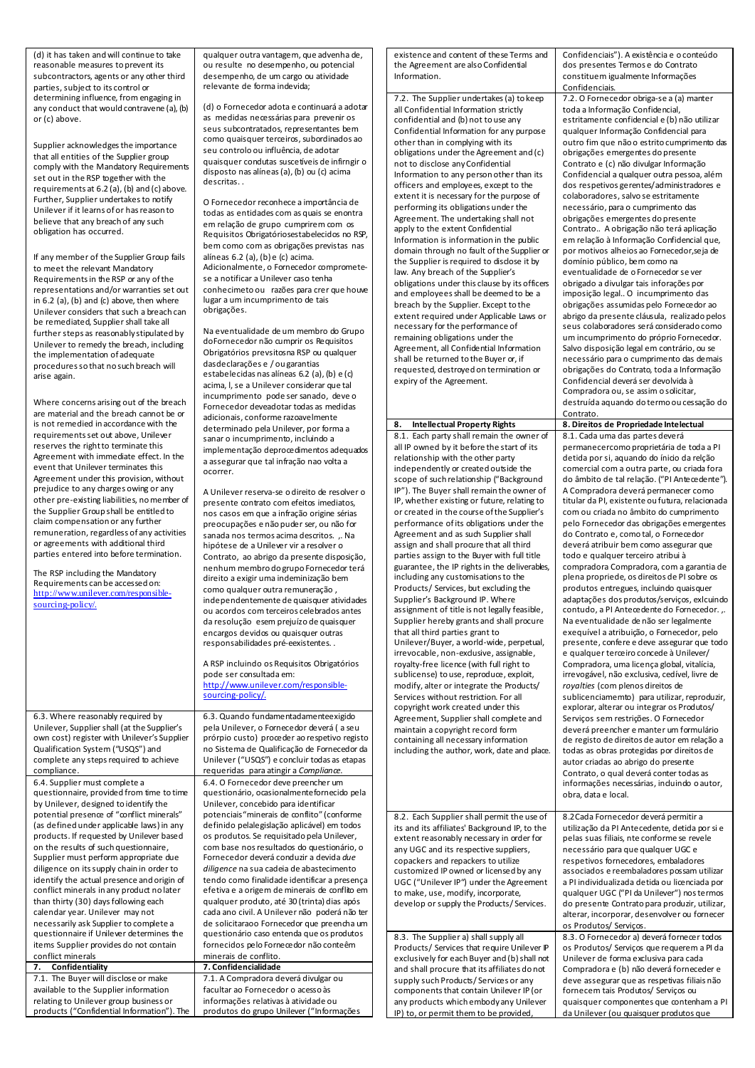| | |
|---|---|
| (d) it has taken and will continue to take reasonable measures to prevent its subcontractors, agents or any other third parties, subject to its control or determining influence, from engaging in any conduct that would contravene (a), (b) or (c) above.<br><br>Supplier acknowledges the importance that all entities of the Supplier group comply with the Mandatory Requirements set out in the RSP together with the requirements at 6.2 (a), (b) and (c) above. Further, Supplier undertakes to notify Unilever if it learns of or has reason to believe that any breach of any such obligation has occurred.<br><br>If any member of the Supplier Group fails to meet the relevant Mandatory Requirements in the RSP or any of the representations and/or warranties set out in 6.2 (a), (b) and (c) above, then where Unilever considers that such a breach can be remediated, Supplier shall take all further steps as reasonably stipulated by Unilever to remedy the breach, including the implementation of adequate procedures so that no such breach will arise again.<br><br>Where concerns arising out of the breach are material and the breach cannot be or is not remedied in accordance with the requirements set out above, Unilever reserves the right to terminate this Agreement with immediate effect. In the event that Unilever terminates this Agreement under this provision, without prejudice to any charges owing or any other pre-existing liabilities, no member of the Supplier Group shall be entitled to claim compensation or any further remuneration, regardless of any activities or agreements with additional third parties entered into before termination.<br><br>The RSP including the Mandatory Requirements can be accessed on: http://www.unilever.com/responsible-sourcing-policy/. | qualquer outra vantagem, que advenha de, ou resulte no desempenho, ou potencial desempenho, de um cargo ou atividade relevante de forma indevida;<br><br>(d) o Fornecedor adota e continuará a adotar as medidas necessárias para prevenir os seus subcontratados, representantes bem como quaisquer terceiros, subordinados ao seu controlo ou influência, de adotar quaisquer condutas suscetíveis de infirngir o disposto nas alíneas (a), (b) ou (c) acima descritas. .<br><br>O Fornecedor reconhece a importância de todas as entidades com as quais se enontra em relação de grupo cumprirem com os Requisitos Obrigatóriosestabelecidos no RSP, bem como com as obrigações previstas nas alíneas 6.2 (a), (b) e (c) acima. Adicionalmente, o Fornecedor compromete-se a notificar a Unilever caso tenha conhecimeto ou razões para crer que houve lugar a um incumprimento de tais obrigações.<br><br>Na eventualidade de um membro do Grupo doFornecedor não cumprir os Requisitos Obrigatórios prevsitos na RSP ou qualquer dasdeclarações e / ou garantias estabelecidas nas alíneas 6.2 (a), (b) e (c) acima, I, se a Unilever considerar que tal incumprimento pode ser sanado, deve o Fornecedor deveadotar todas as medidas adicionais, conforme razoavelmente determinado pela Unilever, por forma a sanar o incumprimento, incluindo a implementação deprocedimentos adequados a assegurar que tal infração nao volta a ocorrer.<br><br>A Unilever reserva-se o direito de resolver o presente contrato com efeitos imediatos, nos casos em que a infração origine sérias preocupações e não puder ser, ou não for sanada nos termos acima descritos. ,. Na hipótese de a Unilever vir a resolver o Contrato, ao abrigo da presente disposição, nenhum membro do grupo Fornecedor terá direito a exigir uma indemnização bem como qualquer outra remuneração , independentemente de quaisquer atividades ou acordos com terceiros celebrados antes da resolução esem prejuízo de quaisquer encargos devidos ou quaisquer outras responsabilidades pré-exeistentes. .<br><br>A RSP incluindo os Requisitos Obrigatórios pode ser consultada em: http://www.unilever.com/responsible-sourcing-policy/. |
| 6.3. Where reasonably required by Unilever, Supplier shall (at the Supplier's own cost) register with Unilever's Supplier Qualification System ("USQS") and complete any steps required to achieve compliance. | 6.3. Quando fundamentadamenteexigido pela Unilever, o Fornecedor deverá ( a seu próprio custo) proceder ao respetivo registo no Sistema de Qualificação de Fornecedor da Unilever ("USQS") e concluir todas as etapas requeridas para atingir a *Compliance*. |
| 6.4. Supplier must complete a questionnaire, provided from time to time by Unilever, designed to identify the potential presence of "conflict minerals" (as defined under applicable laws) in any products. If requested by Unilever based on the results of such questionnaire, Supplier must perform appropriate due diligence on its supply chain in order to identify the actual presence and origin of conflict minerals in any product no later than thirty (30) days following each calendar year. Unilever may not necessarily ask Supplier to complete a questionnaire if Unilever determines the items Supplier provides do not contain conflict minerals | 6.4. O Fornecedor deve preencher um questionário, ocasionalmentefornecido pela Unilever, concebido para identificar potenciais "minerais de conflito" (conforme definido pelalegislação aplicável) em todos os produtos. Se requisitado pela Unilever, com base nos resultados do questionário, o Fornecedor deverá conduzir a devida *due diligence* na sua cadeia de abastecimento tendo como finalidade identificar a presença efetiva e a origem de minerais de conflito em qualquer produto, até 30 (trinta) dias após cada ano civil. A Unilever não poderá não ter de solicitarao Fornecedor que preencha um questionário caso entenda que os produtos fornecidos pelo Fornecedor não contêm minerais de conflito. |
| **7. Confidentiality** | **7. Confidencialidade** |
| 7.1. The Buyer will disclose or make available to the Supplier information relating to Unilever group business or products ("Confidential Information"). The existence and content of these Terms and the Agreement are also Confidential Information. | 7.1. A Compradora deverá divulgar ou facultar ao Fornecedor o acesso às informações relativas à atividade ou produtos do grupo Unilever ("Informações Confidenciais"). A existência e o conteúdo dos presentes Termos e do Contrato constituem igualmente Informações Confidenciais. |
| 7.2. The Supplier undertakes (a) to keep all Confidential Information strictly confidential and (b) not to use any Confidential Information for any purpose other than in complying with its obligations under the Agreement and (c) not to disclose any Confidential Information to any person other than its officers and employees, except to the extent it is necessary for the purpose of performing its obligations under the Agreement. The undertaking shall not apply to the extent Confidential Information is information in the public domain through no fault of the Supplier or the Supplier is required to disclose it by law. Any breach of the Supplier's obligations under this clause by its officers and employees shall be deemed to be a breach by the Supplier. Except to the extent required under Applicable Laws or necessary for the performance of remaining obligations under the Agreement, all Confidential Information shall be returned to the Buyer or, if requested, destroyed on termination or expiry of the Agreement. | 7.2. O Fornecedor obriga-se a (a) manter toda a Informação Confidencial, estritamente confidencial e (b) não utilizar qualquer Informação Confidencial para outro fim que não o estrito cumprimento das obrigações emergentes do presente Contrato e (c) não divulgar Informação Confidencial a qualquer outra pessoa, além dos respetivos gerentes/administradores e colaboradores, salvo se estritamente necessário, para o cumprimento das obrigações emergentes do presente Contrato.. A obrigação não terá aplicação em relação à Informação Confidencial que, por motivos alheios ao Fornecedor,seja de domínio público, bem como na eventualidade de o Fornecedor se ver obrigado a divulgar tais inforações por imposição legal.. O incumprimento das obrigações assumidas pelo Fornecedor ao abrigo da presente cláusula, realizado pelos seus colaboradores será considerado como um incumprimento do próprio Fornecedor. Salvo disposição legal em contrário, ou se necessário para o cumprimento das demais obrigações do Contrato, toda a Informação Confidencial deverá ser devolvida à Compradora ou, se assim o solicitar, destruída aquando do termo ou cessação do Contrato. |
| **8. Intellectual Property Rights** | **8. Direitos de Propriedade Intelectual** |
| 8.1. Each party shall remain the owner of all IP owned by it before the start of its relationship with the other party independently or created outside the scope of such relationship ("Background IP"). The Buyer shall remain the owner of IP, whether existing or future, relating to or created in the course of the Supplier's performance of its obligations under the Agreement and as such Supplier shall assign and shall procure that all third parties assign to the Buyer with full title guarantee, the IP rights in the deliverables, including any customisations to the Products/ Services, but excluding the Supplier's Background IP. Where assignment of title is not legally feasible, Supplier hereby grants and shall procure that all third parties grant to Unilever/Buyer, a world-wide, perpetual, irrevocable, non-exclusive, assignable, royalty-free licence (with full right to sublicense) to use, reproduce, exploit, modify, alter or integrate the Products/ Services without restriction. For all copyright work created under this Agreement, Supplier shall complete and maintain a copyright record form containing all necessary information including the author, work, date and place. | 8.1. Cada uma das partes deverá permanecer como proprietária de toda a PI detida por si, aquando do início da relção comercial com a outra parte, ou criada fora do âmbito de tal relação. ("PI Antecedente"). A Compradora deverá permanecer como titular da PI, existente ou futura, relacionada com ou criada no âmbito do cumprimento pelo Fornecedor das obrigações emergentes do Contrato e, como tal, o Fornecedor deverá atribuir bem como assegurar que todo e qualquer terceiro atribui à compradora Compradora, com a garantia de plena propriede, os direitos de PI sobre os produtos entregues, incluindo quaisquer adaptações dos produtos/serviços, exlcuindo contudo, a PI Antecedente do Fornecedor. ,. Na eventualidade de não ser legalmente exequível a atribuição, o Fornecedor, pelo presente, confere e deve assegurar que todo e qualquer terceiro concede à Unilever/ Compradora, uma licença global, vitalícia, irrevogável, não exclusiva, cedível, livre de *royalties* (com plenos direitos de sublicenciamento) para utilizar, reproduzir, explorar, alterar ou integrar os Produtos/ Serviços sem restrições. O Fornecedor deverá preencher e manter um formulário de registo de direitos de autor em relação a todas as obras protegidas por direitos de autor criadas ao abrigo do presente Contrato, o qual deverá conter todas as informações necessárias, incluindo o autor, obra, data e local. |
| 8.2. Each Supplier shall permit the use of its and its affiliates' Background IP, to the extent reasonably necessary in order for any UGC and its respective suppliers, copackers and repackers to utilize customized IP owned or licensed by any UGC ("Unilever IP") under the Agreement to make, use, modify, incorporate, develop or supply the Products/Services. | 8.2Cada Fornecedor deverá permitir a utilização da PI Antecedente, detida por si e pelas suas filiais, nte conforme se revele necessário para que qualquer UGC e respetivos fornecedores, embaladores associados e reembaladores possam utilizar a PI individualizada detida ou licenciada por qualquer UGC ("PI da Unilever") nos termos do presente Contrato para produzir, utilizar, alterar, incorporar, desenvolver ou fornecer os Produtos/ Serviços. |
| 8.3. The Supplier a) shall supply all Products/ Services that require Unilever IP exclusively for each Buyer and (b) shall not and shall procure that its affiliates do not supply such Products/ Services or any components that contain Unilever IP (or any products which embody any Unilever IP) to, or permit them to be provided, | 8.3. O Fornecedor a) deverá fornecer todos os Produtos/ Serviços que requerem a PI da Unilever de forma exclusiva para cada Compradora e (b) não deverá fornecer e deve assegurar que as respetivas filiais não fornecem tais Produtos/ Serviços ou quaisquer componentes que contenham a PI da Unilever (ou quaisquer produtos que |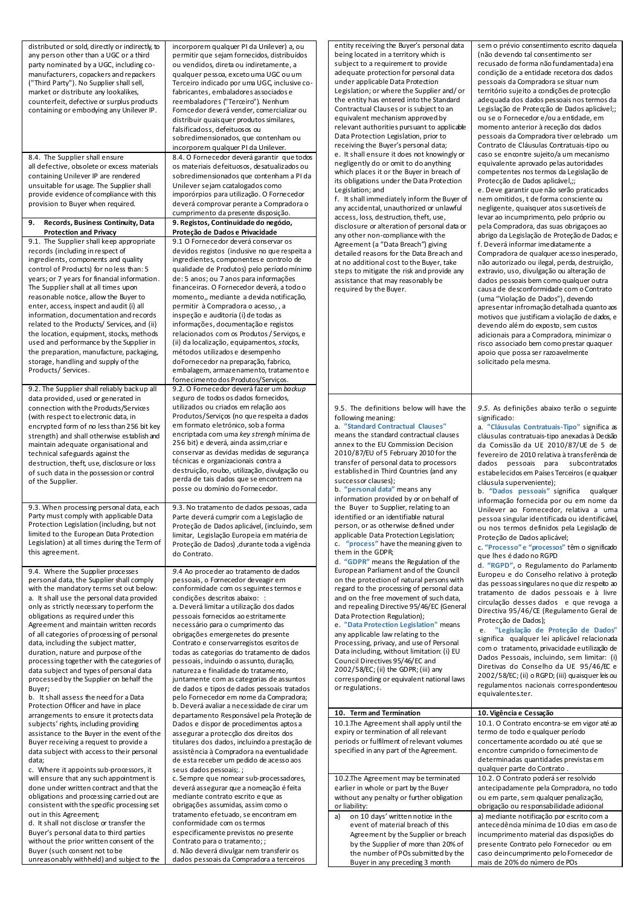| | |
|---|---|
| distributed or sold, directly or indirectly, to any person other than a UGC or a third party nominated by a UGC, including co-manufacturers, copackers and repackers ("Third Party"). No Supplier shall sell, market or distribute any lookalikes, counterfeit, defective or surplus products containing or embodying any Unilever IP. | incorporem qualquer PI da Unilever) a, ou permitir que sejam fornecidos, distribuídos ou vendidos, direta ou indiretamente, a qualquer pessoa, exceto uma UGC ou um Terceiro indicado por uma UGC, inclusive co-fabricantes, embaladores associados e reembaladores ("Terceiro"). Nenhum Fornecedor deverá vender, comercializar ou distribuir quaisquer produtos similares, falsificados, defeituosos ou sobredimensionados, que contenham ou incorporem qualquer PI da Unilever. |
| 8.4. The Supplier shall ensure all defective, obsolete or excess materials containing Unilever IP are rendered unsuitable for usage. The Supplier shall provide evidence of compliance with this provision to Buyer when required. | 8.4. O Fornecedor deverá garantir que todos os materiais defeituosos, desatualizados ou sobredimensionados que contenham a PI da Unilever sejam catalogados como impoórpios para utilização. O Fornecedor deverá comprovar perante a Compradora o cumprimento da presente disposição. |
| **9. Records, Business Continuity, Data Protection and Privacy** | **9. Registos, Continuidade do negócio, Proteção de Dados e Privacidade** |
| 9.1. The Supplier shall keep appropriate records (including in respect of ingredients, components and quality control of Products) for no less than: 5 years; or 7 years for financial information. The Supplier shall at all times upon reasonable notice, allow the Buyer to enter, access, inspect and audit (i) all information, documentation and records related to the Products/ Services, and (ii) the location, equipment, stocks, methods used and performance by the Supplier in the preparation, manufacture, packaging, storage, handling and supply of the Products/ Services. | 9.1 O Fornecedor deverá conservar os devidos registos (inclusive no que respeita a ingredientes, componentes e controlo de qualidade de Produtos) pelo período mínimo de: 5 anos; ou 7 anos para informações financeiras. O Fornecedor deverá, a todo o momento,, mediante a devida notificação, permitir à Compradora o acesso, , a inspeção e auditoria (i) de todas as informações, documentação e registos relacionados com os Produtos / Serviços, e (ii) da localização, equipamentos, *stocks*, métodos utilizados e desempenho doFornecedor na preparação, fabrico, embalagem, armazenamento, tratamento e fornecimento dos Produtos/Serviços. |
| 9.2. The Supplier shall reliably back up all data provided, used or generated in connection with the Products/Services (with respect to electronic data, in encrypted form of no less than 256 bit key strength) and shall otherwise establish and maintain adequate organisational and technical safeguards against the destruction, theft, use, disclosure or loss of such data in the possession or control of the Supplier. | 9.2. O Fornecedor deverá fazer um *backup* seguro de todos os dados fornecidos, utilizados ou criados em relação aos Produtos/Serviços (no que respeita a dados em formato eletrónico, sob a forma encriptada com uma *key strengh* mínima de 256 bit) e deverá, ainda assim,criar e conservar as devidas medidas de segurança técnicas e organizacionais contra a destruição, roubo, utilização, divulgação ou perda de tais dados que se encontrem na posse ou domínio do Fornecedor. |
| 9.3. When processing personal data, each Party must comply with applicable Data Protection Legislation (including, but not limited to the European Data Protection Legislation) at all times during the Term of this agreement. | 9.3. No tratamento de dados pessoas, cada Parte deverá cumprir com a Legislação de Proteção de Dados aplicável, (incluindo, sem limitar, Legislação Europeia em matéria de Proteção de Dados) ,durante toda a vigência do Contrato. |
| 9.4. Where the Supplier processes personal data, the Supplier shall comply with the mandatory terms set out below:<br>a. It shall use the personal data provided only as strictly necessary to perform the obligations as required under this Agreement and maintain written records of all categories of processing of personal data, including the subject matter, duration, nature and purpose of the processing together with the categories of data subject and types of personal data processed by the Supplier on behalf the Buyer;<br>b. It shall assess the need for a Data Protection Officer and have in place arrangements to ensure it protects data subjects' rights, including providing assistance to the Buyer in the event of the Buyer receiving a request to provide a data subject with access to their personal data;<br>c. If it appoints sub-processors, it will ensure that any such appointment is done under written contract and that the obligations and processing carried out are consistent with the specific processing set out in this Agreement;<br>d. It shall not disclose or transfer the Buyer's personal data to third parties without the prior written consent of the Buyer (such consent not to be unreasonably withheld) and subject to the entity receiving the Buyer's personal data being located in a territory which is subject to a requirement to provide adequate protection for personal data under applicable Data Protection Legislation; or where the Supplier and/ or the entity has entered into the Standard Contractual Clauses or is subject to an equivalent mechanism approved by relevant authorities pursuant to applicable Data Protection Legislation, prior to receiving the Buyer's personal data;<br>e. It shall ensure it does not knowingly or negligently do or omit to do anything which places it or the Buyer in breach of its obligations under the Data Protection Legislation; and<br>f. It shall immediately inform the Buyer of any accidental, unauthorized or unlawful access, loss, destruction, theft, use, disclosure or alteration of personal data or any other non-compliance with the Agreement (a "Data Breach") giving detailed reasons for the Data Breach and at no additional cost to the Buyer, take steps to mitigate the risk and provide any assistance that may reasonably be required by the Buyer. | 9.4 Ao proceder ao tratamento de dados pessoais, o Fornecedor deveagir em conformidade com os seguintes termos e condições descritos abaixo: :<br>a. Deverá limitar a utilização dos dados pessoais fornecidos ao estritamente necessário para o cumprimento das obrigações emergenetes do presente Contrato e conservarregistos escritos de todas as categorias do tratamento de dados pessoais, incluindo o assunto, duração, natureza e finalidade do tratamento, juntamente com as categorias de assuntos de dados e tipos de dados pessoais tratados pelo Fornecedor em nome da Compradora;<br>b. Deverá avaliar a necessidade de cirar um departamento Responsável pela Proteção de Dados e dispor de procedimentos aptos a assegurar a protecção dos direitos dos titulares dos dados, incluindo a prestação de assistência à Compradora na eventualidade de esta receber um pedido de acesso aos seus dados pessoais;. ;<br>c. Sempre que nomear sub-processadores, deverá assegurar que a nomeação é feita mediante contrato escrito e que as obrigações assumidas, assim como o tratamento efetuado, se encontram em conformidade com os termos especificamente previstos no presente Contrato para o tratamento; ;<br>d. Não deverá divulgar nem transferir os dados pessoais da Compradora a terceiros sem o prévio consentimento escrito daquela (não devendo tal consentimento ser recusado de forma não fundamentada) e na condição de a entidade recetora dos dados pessoais da Compradora se situar num território sujeito a condições de protecção adequada dos dados pessoais nos termos da Legislação de Protecção de Dados aplicável;; ou se o Fornecedor e/ou a entidade, em momento anterior à receção dos dados pessoais da Compradora tiver celebrado um Contrato de Cláusulas Contratuais-tipo ou caso se encontre sujeito/a um mecanismo equivalente aprovado pelas autoridades competentes nos termos da Legislação de Protecção de Dados aplicável,;;<br>e. Deve garantir que não serão praticados nem omitidos, t de forma consciente ou negligente, quaisquer atos suscetiveís de levar ao incumprimento, pelo próprio ou pela Compradora, das suas obrigaçoes ao abrigo da Legislação de Proteção de Dados; e<br>f. Deverá informar imediatamente a Compradora de qualquer acesso inesperado, não autorizado ou ilegal, perda, destruição, extravio, uso, divulgação ou alteração de dados pessoais bem como qualquer outra causa de desconformidade com o Contrato (uma "Violação de Dados"), devendo apresentar infromação detalhada quanto aos motivos que justificam a violação de dados, e devendo além do exposto, sem custos adicionais para a Compradora, minimizar o risco associado bem como prestar quaquer apoio que possa ser razoavelmente solicitado pela mesma. |
| 9.5. The definitions below will have the following meaning:<br>a. **"Standard Contractual Clauses"** means the standard contractual clauses annex to the EU Commission Decision 2010/87/EU of 5 February 2010 for the transfer of personal data to processors established in Third Countries (and any successor clauses);<br>b. **"personal data"** means any information provided by or on behalf of the Buyer to Supplier, relating to an identified or an identifiable natural person, or as otherwise defined under applicable Data Protection Legislation;<br>c. **"process"** have the meaning given to them in the GDPR;<br>d. **"GDPR"** means the Regulation of the European Parliament and of the Council on the protection of natural persons with regard to the processing of personal data and on the free movement of such data, and repealing Directive 95/46/EC (General Data Protection Regulation);<br>e. **"Data Protection Legislation"** means any applicable law relating to the Processing, privacy, and use of Personal Data including, without limitation: (i) EU Council Directives 95/46/EC and 2002/58/EC; (ii) the GDPR; (iii) any corresponding or equivalent national laws or regulations. | *9.5.* As definições abaixo terão o seguinte significado:<br>a. **"Cláusulas Contratuais-Tipo"** significa as cláusulas contratuais-tipo anexadas à Decisão da Comissão da UE 2010/87/UE de 5 de fevereiro de 2010 relativa à transferência de dados pessoais para subcontratados estabelecidos em Países Terceiros (e qualquer cláusula superveniente);<br>b. **"Dados pessoais"** significa qualquer informação fornecida por ou em nome da Unilever ao Fornecedor, relativa a uma pessoa singular identificada ou identificável, ou nos termos definidos pela Legislação de Proteção de Dados aplicável;<br>c. **"Processo" e "processos"** têm o significado que lhes é dado no RGPD<br>d. **"RGPD"**, o Regulamento do Parlamento Europeu e do Conselho relativo à proteção das pessoas singulares no que diz respeito ao tratamento de dados pessoais e à livre circulação desses dados e que revoga a Directiva 95/46/CE (Regulamento Geral de Protecção de Dados);<br>e. **"Legislação de Proteção de Dados"** significa qualquer lei aplicável relacionada com o tratamento, privacidade e utilização de Dados Pessoais, incluindo, sem limitar: (i) Diretivas do Conselho da UE 95/46/EC e 2002/58/EC; (ii) o RGPD; (iii) quaisquer leis ou regulamentos nacionais correspondentes ou equivalentes.ter. |
| **10. Term and Termination** | **10. Vigência e Cessação** |
| 10.1.The Agreement shall apply until the expiry or termination of all relevant periods or fulfilment of relevant volumes specified in any part of the Agreement. | 10.1. O Contrato encontra-se em vigor até ao termo de todo e qualquer período concertamente acordado ou até que se encontre cumprido o fornecimento de determinadas quantidades previstas em qualquer parte do Contrato . |
| 10.2.The Agreement may be terminated earlier in whole or in part by the Buyer without any penalty or further obligation or liability: | 10.2. O Contrato poderá ser resolvido antecipadamente pela Compradora, no todo ou em parte, sem qualquer penalização, obrigação ou responsabilidade adicional |
| a) on 10 days' written notice in the event of material breach of this Agreement by the Supplier or breach by the Supplier of more than 20% of the number of POs submitted by the Buyer in any preceding 3 month | a) mediante notificação por escrito com a antecedência mínima de 10 dias em caso de incumprimento material das disposições do presente Contrato pelo Fornecedor ou em caso de incumprimento pelo Fornecedor de mais de 20% do número de POs |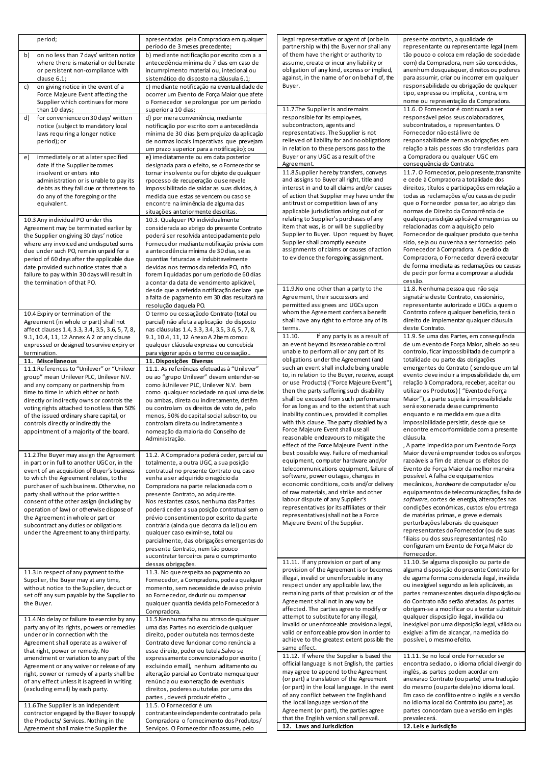| | |
|---|---|
| period; | apresentadas pela Compradora em qualquer período de 3 meses precedente; |
| b) on no less than 7 days' written notice where there is material or deliberate or persistent non-compliance with clause 6.1; | b) mediante notificação por escrito com a a antecedência mínima de 7 dias em caso de incumrpimento material ou, intecional ou sistemático do disposto na cláusula 6.1; |
| c) on giving notice in the event of a Force Majeure Event affecting the Supplier which continues for more than 10 days; | c) mediante notificação na eventualidade de ocorrer um Evento de Força Maior que afete o Fornecedor se prolongue por um período superior a 10 dias; |
| d) for convenience on 30 days' written notice (subject to mandatory local laws requiring a longer notice period); or | d) por mera conveniência, mediante notificação por escrito com a antecedência mínima de 30 dias (sem prejuízo da aplicação de normas locais imperativas que prevejam um prazo superior para a notificação); ou |
| e) immediately or at a later specified date if the Supplier becomes insolvent or enters into administration or is unable to pay its debts as they fall due or threatens to do any of the foregoing or the equivalent. | **e)** imediatamente ou em data posterior designada para o efeito, se o Fornecedor se tornar insolvente ou for objeto de qualquer rpocesso de recuperação ou se revele impossibilitado de saldar as suas dívidas, à medida que estas se vencem ou caso se encontre na iminência de alguma das situações anteriormente descritas. |
| 10.3.Any individual PO under this Agreement may be terminated earlier by the Supplier on giving 30 days' notice where any invoiced and undisputed sums due under such PO, remain unpaid for a period of 60 days after the applicable due date provided such notice states that a failure to pay within 30 days will result in the termination of that PO. | 10.3. Qualquer PO individualmente considerada ao abrigo do presente Contrato poderá ser resolvida antecipadamente pelo Fornecedor mediante notificação prévia com a antecedência mínima de 30 dias, se as quantias faturadas e indubitavelmente devidas nos termos da referida PO, não forem liquidadas por um período de 60 dias a contar da data de vencimento aplicável, desde que a referida notificação declare que a falta de pagamento em 30 dias resultará na resolução daquela PO. |
| 10.4.Expiry or termination of the Agreement (in whole or part) shall not affect clauses 1.4, 3.3, 3.4, 3.5, 3.6, 5, 7, 8, 9.1, 10.4, 11, 12 Annex A 2 or any clause expressed or designed to survive expiry or termination. | O termo ou cessação do Contrato (total ou parcial) não afeta a aplicação do disposto nas cláusulas 1.4, 3.3, 3.4, 3.5, 3.6, 5, 7, 8, 9.1, 10.4, 11, 12 Anexo A 2 bem como ou qualquer cláusula expressa ou concebida para vigorar após o termo ou cessação.. |
| **11. Miscellaneous** | **11. Disposições Diversas** |
| 11.1.References to "Unilever" or "Unilever group" mean Unilever PLC, Unilever N.V. and any company or partnership from time to time in which either or both directly or indirectly owns or controls the voting rights attached to not less than 50% of the issued ordinary share capital, or controls directly or indirectly the appointment of a majority of the board. | 11.1. As referências efetuadas à "Unilever" ou ao "grupo Unilever" devem entender-se como à Unilever PLC, Unilever N.V. bem como qualquer sociedade na qual uma delas ou ambas, direta ou indiretamente, detêm ou controlam os direitos de voto de, pelo menos, 50% do capital social subscrito, ou controlam direta ou indiretamente a nomeação da maioria do Conselho de Administração. |
| 11.2.The Buyer may assign the Agreement in part or in full to another UGC or, in the event of an acquisition of Buyer's business to which the Agreement relates, to the purchaser of such business. Otherwise, no party shall without the prior written consent of the other assign (including by operation of law) or otherwise dispose of the Agreement in whole or part or subcontract any duties or obligations under the Agreement to any third party. | 11.2. A Compradora poderá ceder, parcial ou totalmente, a outra UGC, a sua posição contratual no presente Contrato ou, caso venha a ser adquirido o negócio da Compradora na parte relacionada com o presente Contrato, ao adquirente. Nos restantes casos, nenhuma das Partes poderá ceder a sua posição contratual sem o prévio consentimento por escrito da parte contrária (ainda que decorra da lei) ou em qualquer caso eximir-se, total ou parcialmente, das obrigações emergentes do presente Contrato, nem tão pouco sucontratar terceiros para o cumprimento dessas obrigações. |
| 11.3.In respect of any payment to the Supplier, the Buyer may at any time, without notice to the Supplier, deduct or set off any sum payable by the Supplier to the Buyer. | 11.3. No que respeita ao pagamento ao Fornecedor, a Compradora, pode a qualquer momento, sem necessidade de aviso prévio ao Fornecedor, deduzir ou compensar qualquer quantia devida pelo Fornecedor à Compradora. |
| 11.4.No delay or failure to exercise by any party any of its rights, powers or remedies under or in connection with the Agreement shall operate as a waiver of that right, power or remedy. No amendment or variation to any part of the Agreement or any waiver or release of any right, power or remedy of a party shall be of any effect unless it is agreed in writing (excluding email) by each party. | 11.5.Nenhuma falha ou atraso de qualquer uma das Partes no exercício de qualquer direito, poder ou tutela nos termos deste Contrato deve funcionar como renúncia a esse direito, poder ou tutela.Salvo se expressamente convencionado por escrito ( excluindo email), nenhum aditamento ou alteração parcial ao Contrato nem qualquer renúncia ou exoneração de eventuais direitos, poderes ou tutelas por uma das partes , deverá produzir efeito ., |
| 11.6.The Supplier is an independent contractor engaged by the Buyer to supply the Products/ Services. Nothing in the Agreement shall make the Supplier the legal representative or agent of (or be in partnership with) the Buyer nor shall any of them have the right or authority to assume, create or incur any liability or obligation of any kind, express or implied, against, in the name of or on behalf of, the Buyer. | 11.5. O Fornecedor é um contratante independente contratado pela Compradora o fornecimento dos Produtos/ Serviços. O Fornecedor não assume, pelo presente contarto, a qualidade de representante ou representante legal (nem tão pouco o coloca em relação de sociedade com) da Compradora, nem são concedidos, a nenhum dos quaisquer, direitos ou poderes para assumir, criar ou incorrer em qualquer responsabilidade ou obrigação de qualquer tipo, expressa ou implícita, , contra, em nome ou representação da Compradora. |
| 11.7.The Supplier is and remains responsible for its employees, subcontractors, agents and representatives. The Supplier is not relieved of liability for and no obligations in relation to these persons pass to the Buyer or any UGC as a result of the Agreement. | 11.6. O Fornecedor é continuará a ser responsável pelos seus colaboradores, subcontratados, e representantes. O Fornecedor não está livre de responsabilidade nem as obrigações em relação a tais pessoas são transferidas para a Compradora ou qualquer UGC em consequência do Contrato. |
| 11.8.Supplier hereby transfers, conveys and assigns to Buyer all right, title and interest in and to all claims and/or causes of action that Supplier may have under the antitrust or competition laws of any applicable jurisdiction arising out of or relating to Supplier's purchases of any item that was, is or will be supplied by Supplier to Buyer. Upon request by Buyer, Supplier shall promptly execute assignments of claims or causes of action to evidence the foregoing assignment. | 11.7. O Fornecedor, pelo presente,transmite e cede à Compradora a totalidade dos direitos, títulos e participações em relação a todas as reclamações e/ou causas de pedir que o Fornecedor possa ter, ao abrigo das normas de Direito da Concorrência de qualquerjurisdição aplicável emergentes ou relacionadas com a aquisição pelo Fornecedor de qualquer produto que tenha sido, seja ou ou venha a ser fornecido pelo Fornecedor à Compradora. A pedido da Compradora, o Fornecedor deverá executar de forma imediata as reclamações ou causas de pedir por forma a comprovar a aludida cessão. |
| 11.9.No one other than a party to the Agreement, their successors and permitted assignees and UGCs upon whom the Agreement confers a benefit shall have any right to enforce any of its terms. | 11.8. Nenhuma pessoa que não seja signatária deste Contrato, cessionário, representante autorizado e UGCs a quem o Contrato cofere qualquer benefício, terá o direito de implementar qualquer cláusula deste Contrato. |
| 11.10. If any party is as a result of an event beyond its reasonable control unable to perform all or any part of its obligations under the Agreement (and such an event shall include being unable to, in relation to the Buyer, receive, accept or use Products) ("Force Majeure Event"), then the party suffering such disability shall be excused from such performance for as long as and to the extent that such inability continues, provided it complies with this clause. The party disabled by a Force Majeure Event shall use all reasonable endeavours to mitigate the effect of the Force Majeure Event in the best possible way. Failure of mechanical equipment, computer hardware and/or telecommunications equipment, failure of software, power outages, changes in economic conditions, costs and/or delivery of raw materials, and strike and other labour dispute of any Supplier's representatives (or its affiliates or their representatives) shall not be a Force Majeure Event of the Supplier. | 11.9. Se uma das Partes, em consequência de um evento de Força Maior, alheio ao seu controlo, ficar impossibiltada de cumprir a totalidade ou parte das obrigações emergentes do Contrato ( sendo que um tal evento deve incluir a impossibilidade de, em relação à Compradora, receber, aceitar ou utilizar os Produtos) ( "Evento de Força Maior"), a parte sujeita à impossibilidade será exonerada desse cumprimento enquanto e na medida em que a dita impossibilidade persistir, desde que se encontre em conformidade com a presente cláusula. , A parte impedida por um Evento de Força Maior deverá empreender todos os esforços razoáveis a fim de atenuar os efeitos do Evento de Força Maior da melhor maneira possível. A falha de equipamentos mecânicos, *hardware* de computador e/ou equipamentos de telecomunicações, falha de *software*, cortes de energia, alterações nas condições económicas, custos e/ou entrega de matérias primas, e greve e demais perturbações laborais de quaisquer representantes do Fornecedor (ou de suas filiaiss ou dos seus representantes) não configuram um Evento de Força Maior do Fornecedor. |
| 11.11. If any provision or part of any provision of the Agreement is or becomes illegal, invalid or unenforceable in any respect under any applicable law, the remaining parts of that provision or of the Agreement shall not in any way be affected. The parties agree to modify or attempt to substitute for any illegal, invalid or unenforceable provision a legal, valid or enforceable provision in order to achieve to the greatest extent possible the same effect. | 11.10. Se alguma disposição ou parte de alguma disposição do presente Contrato for de aguma forma considerada ilegal, inválida ou inexigível segundo as leis aplicáveis, as partes remanescentes daquela disposição ou do Contrato não serão afetadas. As partes obrigam-se a modificar ou a tentar substituir qualquer disposição ilegal, inválida ou inexigível por uma disposição legal, válida ou exigível a fim de alcançar, na medida do possível, o mesmo efeito. |
| 11.12. If where the Supplier is based the official language is not English, the parties may agree to append to the Agreement (or part) a translation of the Agreement (or part) in the local language. In the event of any conflict between the English and the local language version of the Agreement (or part), the parties agree that the English version shall prevail. | 11.11. Se no local onde Fornecedor se encontra sediado, o idioma oficial divergir do inglês, as partes podem acordar em anexarao Contrato (ou parte) uma tradução do mesmo (ou parte dele) no idioma local. Em caso de conflito entre o inglês e a versão no idioma local do Contrato (ou parte), as partes concordam que a versão em inglês prevalecerá. |
| **12. Laws and Jurisdiction** | **12. Leis e Jurisdição** |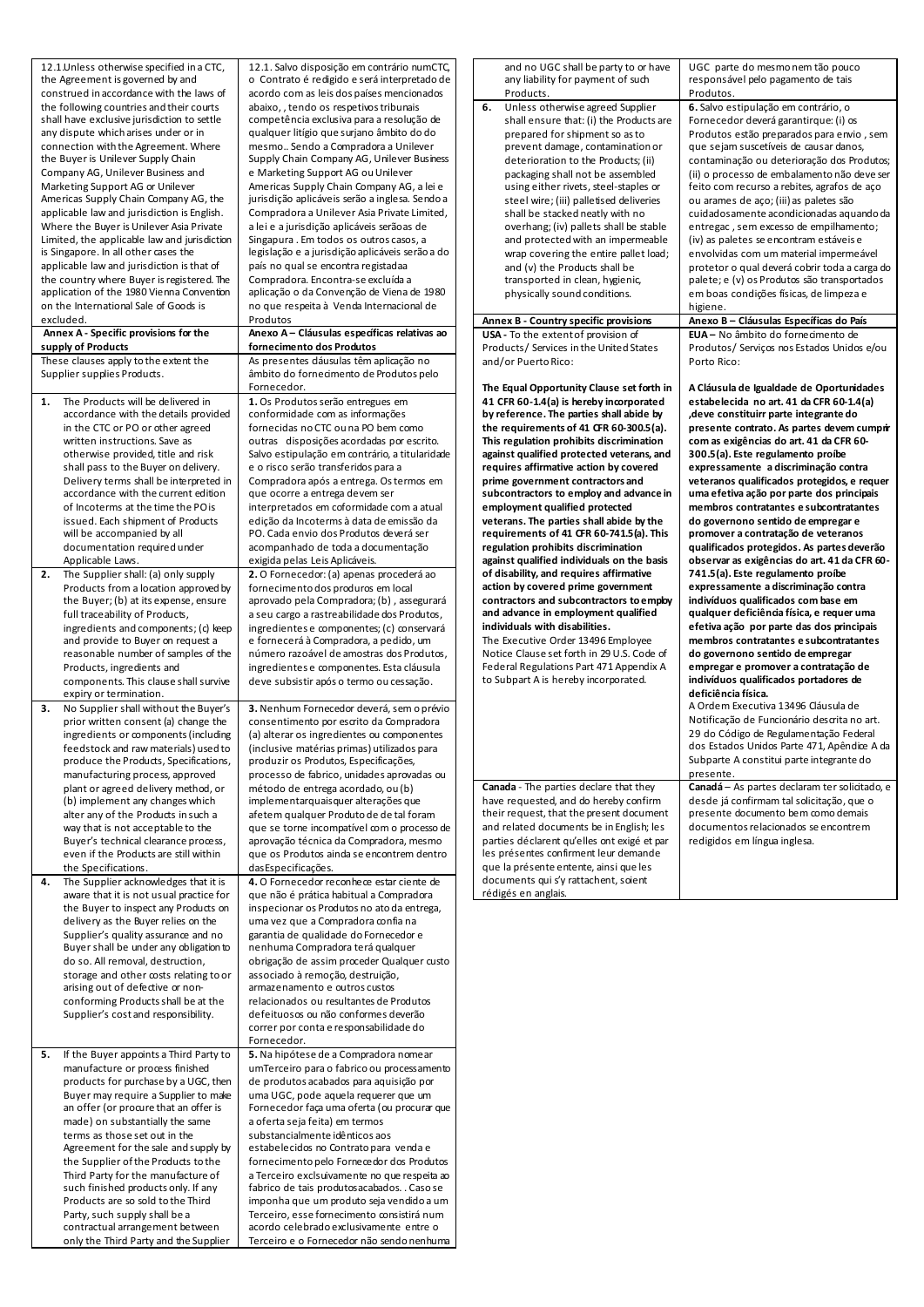| | |
|---|---|
| 12.1.Unless otherwise specified in a CTC, the Agreement is governed by and construed in accordance with the laws of the following countries and their courts shall have exclusive jurisdiction to settle any dispute which arises under or in connection with the Agreement. Where the Buyer is Unilever Supply Chain Company AG, Unilever Business and Marketing Support AG or Unilever Americas Supply Chain Company AG, the applicable law and jurisdiction is English. Where the Buyer is Unilever Asia Private Limited, the applicable law and jurisdiction is Singapore. In all other cases the applicable law and jurisdiction is that of the country where Buyer is registered. The application of the 1980 Vienna Convention on the International Sale of Goods is excluded. | 12.1. Salvo disposição em contrário numCTC, o Contrato é redigido e será interpretado de acordo com as leis dos países mencionados abaixo, , tendo os respetivos tribunais competência exclusiva para a resolução de qualquer litígio que surjano âmbito do do mesmo.. Sendo a Compradora a Unilever Supply Chain Company AG, Unilever Business e Marketing Support AG ou Unilever Americas Supply Chain Company AG, a lei e jurisdição aplicáveis serão a inglesa. Sendo a Compradora a Unilever Asia Private Limited, a lei e a jurisdição aplicáveis serãoas de Singapura . Em todos os outros casos, a legislação e a jurisdição aplicáveis serão a do país no qual se encontra registadaa Compradora. Encontra-se excluída a aplicação o da Convenção de Viena de 1980 no que respeita à Venda Internacional de Produtos |
| **Annex A - Specific provisions for the supply of Products** | **Anexo A – Cláusulas específicas relativas ao fornecimento dos Produtos** |
| These clauses apply to the extent the Supplier supplies Products. | As presentes cláusulas têm aplicação no âmbito do fornecimento de Produtos pelo Fornecedor. |
| **1.** The Products will be delivered in accordance with the details provided in the CTC or PO or other agreed written instructions. Save as otherwise provided, title and risk shall pass to the Buyer on delivery. Delivery terms shall be interpreted in accordance with the current edition of Incoterms at the time the PO is issued. Each shipment of Products will be accompanied by all documentation required under Applicable Laws. | **1.** Os Produtos serão entregues em conformidade com as informações fornecidas no CTC ou na PO bem como outras disposições acordadas por escrito. Salvo estipulação em contrário, a titularidade e o risco serão transferidos para a Compradora após a entrega. Os termos em que ocorre a entrega devem ser interpretados em coformidade com a atual edição da Incoterms à data de emissão da PO. Cada envio dos Produtos deverá ser acompanhado de toda a documentação exigida pelas Leis Aplicáveis. |
| **2.** The Supplier shall: (a) only supply Products from a location approved by the Buyer; (b) at its expense, ensure full traceability of Products, ingredients and components; (c) keep and provide to Buyer on request a reasonable number of samples of the Products, ingredients and components. This clause shall survive expiry or termination. | **2.** O Fornecedor: (a) apenas procederá ao fornecimento dos produros em local aprovado pela Compradora; (b) , assegurará a seu cargo a rastreabilidade dos Produtos, ingredientes e componentes; (c) conservará e fornecerá à Compradora, a pedido, um número razoável de amostras dos Produtos, ingredientes e componentes. Esta cláusula deve subsistir após o termo ou cessação. |
| **3.** No Supplier shall without the Buyer's prior written consent (a) change the ingredients or components (including feedstock and raw materials) used to produce the Products, Specifications, manufacturing process, approved plant or agreed delivery method, or (b) implement any changes which alter any of the Products in such a way that is not acceptable to the Buyer's technical clearance process, even if the Products are still within the Specifications. | **3.** Nenhum Fornecedor deverá, sem o prévio consentimento por escrito da Compradora (a) alterar os ingredientes ou componentes (inclusive matérias primas) utilizados para produzir os Produtos, Especificações, processo de fabrico, unidades aprovadas ou método de entrega acordado, ou (b) implementarquaisquer alterações que afetem qualquer Produto de de tal foram que se torne incompatível com o processo de aprovação técnica da Compradora, mesmo que os Produtos ainda se encontrem dentro dasEspecificações. |
| **4.** The Supplier acknowledges that it is aware that it is not usual practice for the Buyer to inspect any Products on delivery as the Buyer relies on the Supplier's quality assurance and no Buyer shall be under any obligation to do so. All removal, destruction, storage and other costs relating to or arising out of defective or non-conforming Products shall be at the Supplier's cost and responsibility. | **4.** O Fornecedor reconhece estar ciente de que não é prática habitual a Compradora inspecionar os Produtos no ato da entrega, uma vez que a Compradora confia na garantia de qualidade do Fornecedor e nenhuma Compradora terá qualquer obrigação de assim proceder Qualquer custo associado à remoção, destruição, armazenamento e outros custos relacionados ou resultantes de Produtos defeituosos ou não conformes deverão correr por conta e responsabilidade do Fornecedor. |
| **5.** If the Buyer appoints a Third Party to manufacture or process finished products for purchase by a UGC, then Buyer may require a Supplier to make an offer (or procure that an offer is made) on substantially the same terms as those set out in the Agreement for the sale and supply by the Supplier of the Products to the Third Party for the manufacture of such finished products only. If any Products are so sold to the Third Party, such supply shall be a contractual arrangement between only the Third Party and the Supplier and no UGC shall be party to or have any liability for payment of such Products. | **5.** Na hipótese de a Compradora nomear umTerceiro para o fabrico ou processamento de produtos acabados para aquisição por uma UGC, pode aquela requerer que um Fornecedor faça uma oferta (ou procurar que a oferta seja feita) em termos substancialmente idênticos aos estabelecidos no Contrato para venda e fornecimento pelo Fornecedor dos Produtos a Terceiro exclsuivamente no que respeita ao fabrico de tais produtosacabados. . Caso se imponha que um produto seja vendido a um Terceiro, esse fornecimento consistirá num acordo celebrado exclusivamente entre o Terceiro e o Fornecedor não sendo nenhuma UGC parte do mesmo nem tão pouco responsável pelo pagamento de tais Produtos. |
| **6.** Unless otherwise agreed Supplier shall ensure that: (i) the Products are prepared for shipment so as to prevent damage, contamination or deterioration to the Products; (ii) packaging shall not be assembled using either rivets, steel-staples or steel wire; (iii) palletised deliveries shall be stacked neatly with no overhang; (iv) pallets shall be stable and protected with an impermeable wrap covering the entire pallet load; and (v) the Products shall be transported in clean, hygienic, physically sound conditions. | **6.** Salvo estipulação em contrário, o Fornecedor deverá garantirque: (i) os Produtos estão preparados para envio , sem que sejam suscetíveis de causar danos, contaminação ou deterioração dos Produtos; (ii) o processo de embalamento não deve ser feito com recurso a rebites, agrafos de aço ou arames de aço; (iii) as paletes são cuidadosamente acondicionadas aquando da entregac , sem excesso de empilhamento; (iv) as paletes se encontram estáveis e envolvidas com um material impermeável protetor o qual deverá cobrir toda a carga do palete; e (v) os Produtos são transportados em boas condições físicas, de limpeza e higiene. |
| **Annex B - Country specific provisions** | **Anexo B – Cláusulas Específicas do País** |
| **USA** - To the extent of provision of Products/ Services in the United States and/or Puerto Rico:<br><br>**The Equal Opportunity Clause set forth in 41 CFR 60-1.4(a) is hereby incorporated by reference. The parties shall abide by the requirements of 41 CFR 60-300.5(a). This regulation prohibits discrimination against qualified protected veterans, and requires affirmative action by covered prime government contractors and subcontractors to employ and advance in employment qualified protected veterans. The parties shall abide by the requirements of 41 CFR 60-741.5(a). This regulation prohibits discrimination against qualified individuals on the basis of disability, and requires affirmative action by covered prime government contractors and subcontractors to employ and advance in employment qualified individuals with disabilities.**<br>The Executive Order 13496 Employee Notice Clause set forth in 29 U.S. Code of Federal Regulations Part 471 Appendix A to Subpart A is hereby incorporated. | **EUA** – No âmbito do fornecimento de Produtos/ Serviços nos Estados Unidos e/ou Porto Rico:<br><br>**A Cláusula de Igualdade de Oportunidades estabelecida no art. 41 da CFR 60-1.4(a) ,deve constituirr parte integrante do presente contrato. As partes devem cumprir com as exigências do art. 41 da CFR 60-300.5(a). Este regulamento proíbe expressamente a discriminação contra veteranos qualificados protegidos, e requer uma efetiva ação por parte dos principais membros contratantes e subcontratantes do governo sentido de empregar e promover a contratação de veteranos qualificados protegidos. As partes deverão observar as exigências do art. 41 da CFR 60-741.5(a). Este regulamento proíbe expressamente a discriminação contra indivíduos qualificados com base em qualquer deficiência física, e requer uma efetiva ação por parte das dos principais membros contratantes e subcontratantes do governo sentido de empregar empregar e promover a contratação de indivíduos qualificados portadores de deficiência física.**<br>A Ordem Executiva 13496 Cláusula de Notificação de Funcionário descrita no art. 29 do Código de Regulamentação Federal dos Estados Unidos Parte 471, Apêndice A da Subparte A constitui parte integrante do presente. |
| **Canada** - The parties declare that they have requested, and do hereby confirm their request, that the present document and related documents be in English; les parties déclarent qu'elles ont exigé et par les présentes confirment leur demande que la présente entente, ainsi que les documents qui s'y rattachent, soient rédigés en anglais. | **Canadá** – As partes declaram ter solicitado, e desde já confirmam tal solicitação, que o presente documento bem como demais documentos relacionados se encontrem redigidos em língua inglesa. |